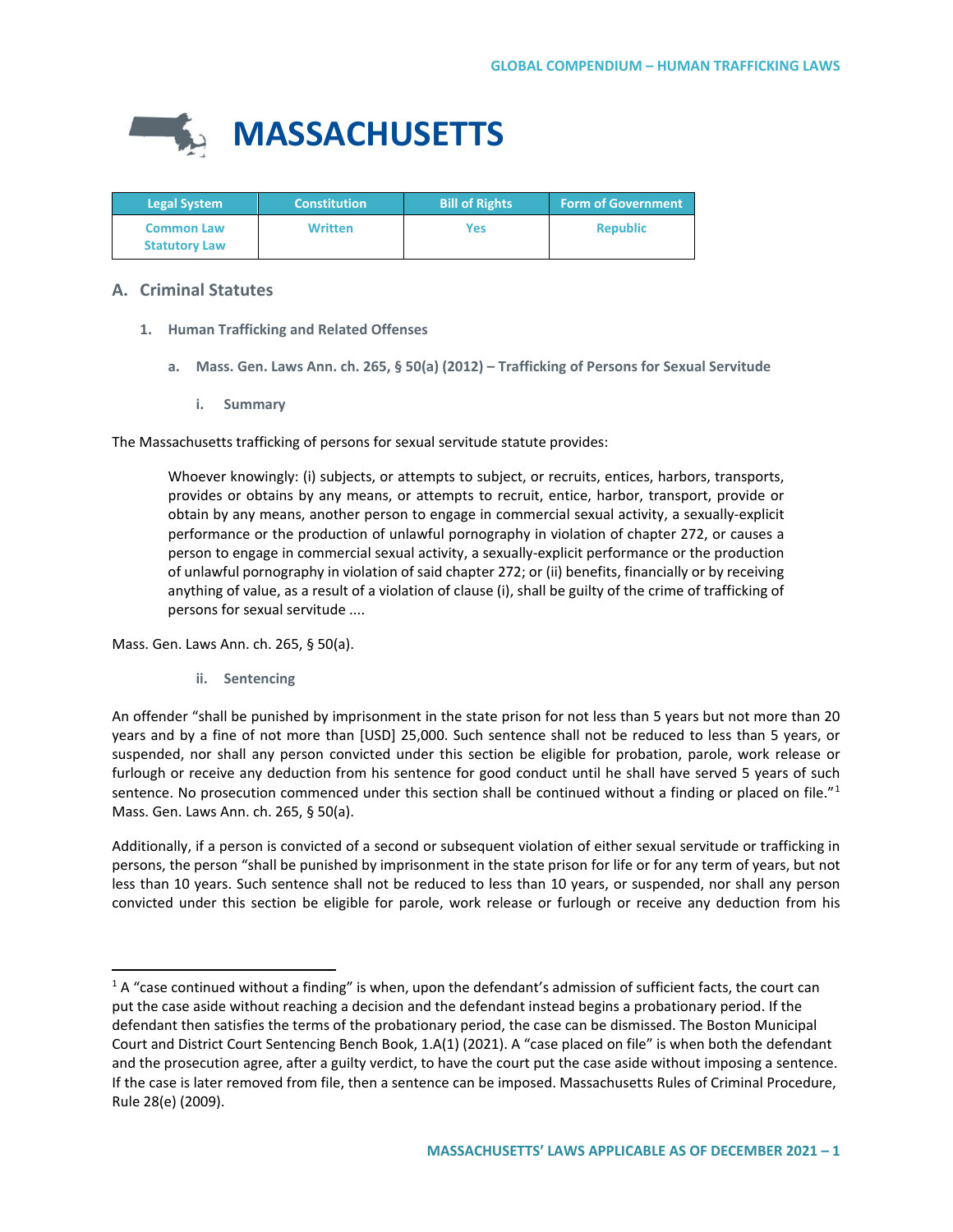# MASSACHUSETTS

| Legal System | Constitution | Bill of Rights | Form of Government |
|---|---|---|---|
| Common Law<br>Statutory Law | Written | Yes | Republic |

## A. Criminal Statutes

### 1. Human Trafficking and Related Offenses

#### a. Mass. Gen. Laws Ann. ch. 265, § 50(a) (2012) – Trafficking of Persons for Sexual Servitude

##### i. Summary

The Massachusetts trafficking of persons for sexual servitude statute provides:

> Whoever knowingly: (i) subjects, or attempts to subject, or recruits, entices, harbors, transports, provides or obtains by any means, or attempts to recruit, entice, harbor, transport, provide or obtain by any means, another person to engage in commercial sexual activity, a sexually-explicit performance or the production of unlawful pornography in violation of chapter 272, or causes a person to engage in commercial sexual activity, a sexually-explicit performance or the production of unlawful pornography in violation of said chapter 272; or (ii) benefits, financially or by receiving anything of value, as a result of a violation of clause (i), shall be guilty of the crime of trafficking of persons for sexual servitude ....

Mass. Gen. Laws Ann. ch. 265, § 50(a).

##### ii. Sentencing

An offender "shall be punished by imprisonment in the state prison for not less than 5 years but not more than 20 years and by a fine of not more than [USD] 25,000. Such sentence shall not be reduced to less than 5 years, or suspended, nor shall any person convicted under this section be eligible for probation, parole, work release or furlough or receive any deduction from his sentence for good conduct until he shall have served 5 years of such sentence. No prosecution commenced under this section shall be continued without a finding or placed on file."[1] Mass. Gen. Laws Ann. ch. 265, § 50(a).

Additionally, if a person is convicted of a second or subsequent violation of either sexual servitude or trafficking in persons, the person "shall be punished by imprisonment in the state prison for life or for any term of years, but not less than 10 years. Such sentence shall not be reduced to less than 10 years, or suspended, nor shall any person convicted under this section be eligible for parole, work release or furlough or receive any deduction from his

---

[1] A "case continued without a finding" is when, upon the defendant's admission of sufficient facts, the court can put the case aside without reaching a decision and the defendant instead begins a probationary period. If the defendant then satisfies the terms of the probationary period, the case can be dismissed. The Boston Municipal Court and District Court Sentencing Bench Book, 1.A(1) (2021). A "case placed on file" is when both the defendant and the prosecution agree, after a guilty verdict, to have the court put the case aside without imposing a sentence. If the case is later removed from file, then a sentence can be imposed. Massachusetts Rules of Criminal Procedure, Rule 28(e) (2009).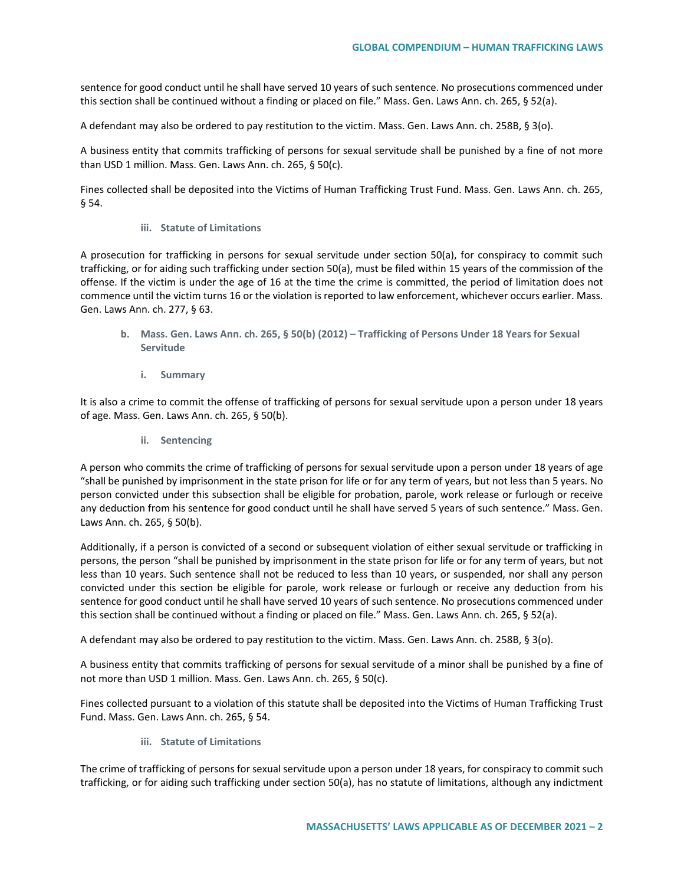sentence for good conduct until he shall have served 10 years of such sentence. No prosecutions commenced under this section shall be continued without a finding or placed on file." Mass. Gen. Laws Ann. ch. 265, § 52(a).

A defendant may also be ordered to pay restitution to the victim. Mass. Gen. Laws Ann. ch. 258B, § 3(o).

A business entity that commits trafficking of persons for sexual servitude shall be punished by a fine of not more than USD 1 million. Mass. Gen. Laws Ann. ch. 265, § 50(c).

Fines collected shall be deposited into the Victims of Human Trafficking Trust Fund. Mass. Gen. Laws Ann. ch. 265, § 54.

#### iii. Statute of Limitations

A prosecution for trafficking in persons for sexual servitude under section 50(a), for conspiracy to commit such trafficking, or for aiding such trafficking under section 50(a), must be filed within 15 years of the commission of the offense. If the victim is under the age of 16 at the time the crime is committed, the period of limitation does not commence until the victim turns 16 or the violation is reported to law enforcement, whichever occurs earlier. Mass. Gen. Laws Ann. ch. 277, § 63.

### b. Mass. Gen. Laws Ann. ch. 265, § 50(b) (2012) – Trafficking of Persons Under 18 Years for Sexual Servitude

#### i. Summary

It is also a crime to commit the offense of trafficking of persons for sexual servitude upon a person under 18 years of age. Mass. Gen. Laws Ann. ch. 265, § 50(b).

#### ii. Sentencing

A person who commits the crime of trafficking of persons for sexual servitude upon a person under 18 years of age "shall be punished by imprisonment in the state prison for life or for any term of years, but not less than 5 years. No person convicted under this subsection shall be eligible for probation, parole, work release or furlough or receive any deduction from his sentence for good conduct until he shall have served 5 years of such sentence." Mass. Gen. Laws Ann. ch. 265, § 50(b).

Additionally, if a person is convicted of a second or subsequent violation of either sexual servitude or trafficking in persons, the person "shall be punished by imprisonment in the state prison for life or for any term of years, but not less than 10 years. Such sentence shall not be reduced to less than 10 years, or suspended, nor shall any person convicted under this section be eligible for parole, work release or furlough or receive any deduction from his sentence for good conduct until he shall have served 10 years of such sentence. No prosecutions commenced under this section shall be continued without a finding or placed on file." Mass. Gen. Laws Ann. ch. 265, § 52(a).

A defendant may also be ordered to pay restitution to the victim. Mass. Gen. Laws Ann. ch. 258B, § 3(o).

A business entity that commits trafficking of persons for sexual servitude of a minor shall be punished by a fine of not more than USD 1 million. Mass. Gen. Laws Ann. ch. 265, § 50(c).

Fines collected pursuant to a violation of this statute shall be deposited into the Victims of Human Trafficking Trust Fund. Mass. Gen. Laws Ann. ch. 265, § 54.

#### iii. Statute of Limitations

The crime of trafficking of persons for sexual servitude upon a person under 18 years, for conspiracy to commit such trafficking, or for aiding such trafficking under section 50(a), has no statute of limitations, although any indictment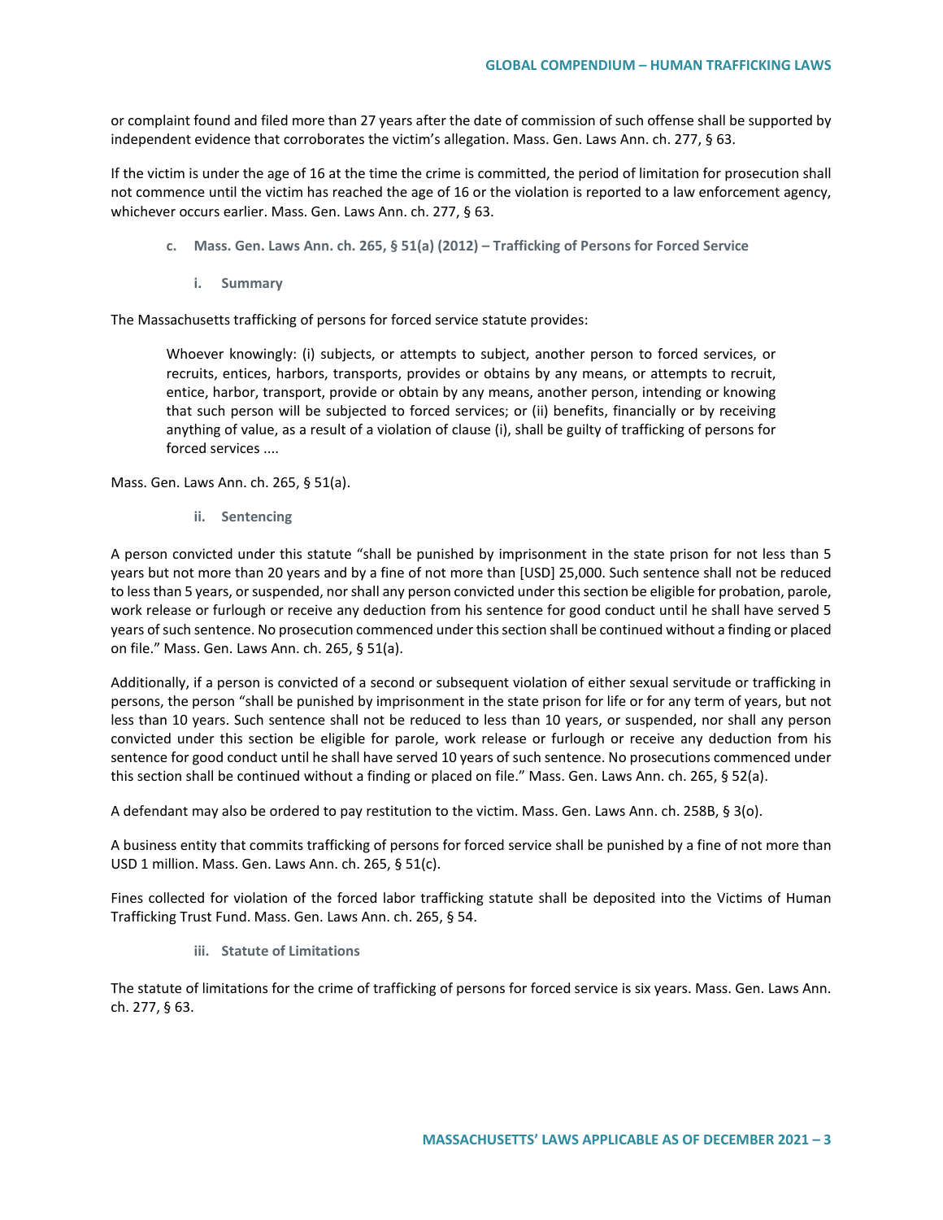or complaint found and filed more than 27 years after the date of commission of such offense shall be supported by independent evidence that corroborates the victim's allegation. Mass. Gen. Laws Ann. ch. 277, § 63.

If the victim is under the age of 16 at the time the crime is committed, the period of limitation for prosecution shall not commence until the victim has reached the age of 16 or the violation is reported to a law enforcement agency, whichever occurs earlier. Mass. Gen. Laws Ann. ch. 277, § 63.

### c. Mass. Gen. Laws Ann. ch. 265, § 51(a) (2012) – Trafficking of Persons for Forced Service

#### i. Summary

The Massachusetts trafficking of persons for forced service statute provides:

> Whoever knowingly: (i) subjects, or attempts to subject, another person to forced services, or recruits, entices, harbors, transports, provides or obtains by any means, or attempts to recruit, entice, harbor, transport, provide or obtain by any means, another person, intending or knowing that such person will be subjected to forced services; or (ii) benefits, financially or by receiving anything of value, as a result of a violation of clause (i), shall be guilty of trafficking of persons for forced services ....

Mass. Gen. Laws Ann. ch. 265, § 51(a).

#### ii. Sentencing

A person convicted under this statute "shall be punished by imprisonment in the state prison for not less than 5 years but not more than 20 years and by a fine of not more than [USD] 25,000. Such sentence shall not be reduced to less than 5 years, or suspended, nor shall any person convicted under this section be eligible for probation, parole, work release or furlough or receive any deduction from his sentence for good conduct until he shall have served 5 years of such sentence. No prosecution commenced under this section shall be continued without a finding or placed on file." Mass. Gen. Laws Ann. ch. 265, § 51(a).

Additionally, if a person is convicted of a second or subsequent violation of either sexual servitude or trafficking in persons, the person "shall be punished by imprisonment in the state prison for life or for any term of years, but not less than 10 years. Such sentence shall not be reduced to less than 10 years, or suspended, nor shall any person convicted under this section be eligible for parole, work release or furlough or receive any deduction from his sentence for good conduct until he shall have served 10 years of such sentence. No prosecutions commenced under this section shall be continued without a finding or placed on file." Mass. Gen. Laws Ann. ch. 265, § 52(a).

A defendant may also be ordered to pay restitution to the victim. Mass. Gen. Laws Ann. ch. 258B, § 3(o).

A business entity that commits trafficking of persons for forced service shall be punished by a fine of not more than USD 1 million. Mass. Gen. Laws Ann. ch. 265, § 51(c).

Fines collected for violation of the forced labor trafficking statute shall be deposited into the Victims of Human Trafficking Trust Fund. Mass. Gen. Laws Ann. ch. 265, § 54.

#### iii. Statute of Limitations

The statute of limitations for the crime of trafficking of persons for forced service is six years. Mass. Gen. Laws Ann. ch. 277, § 63.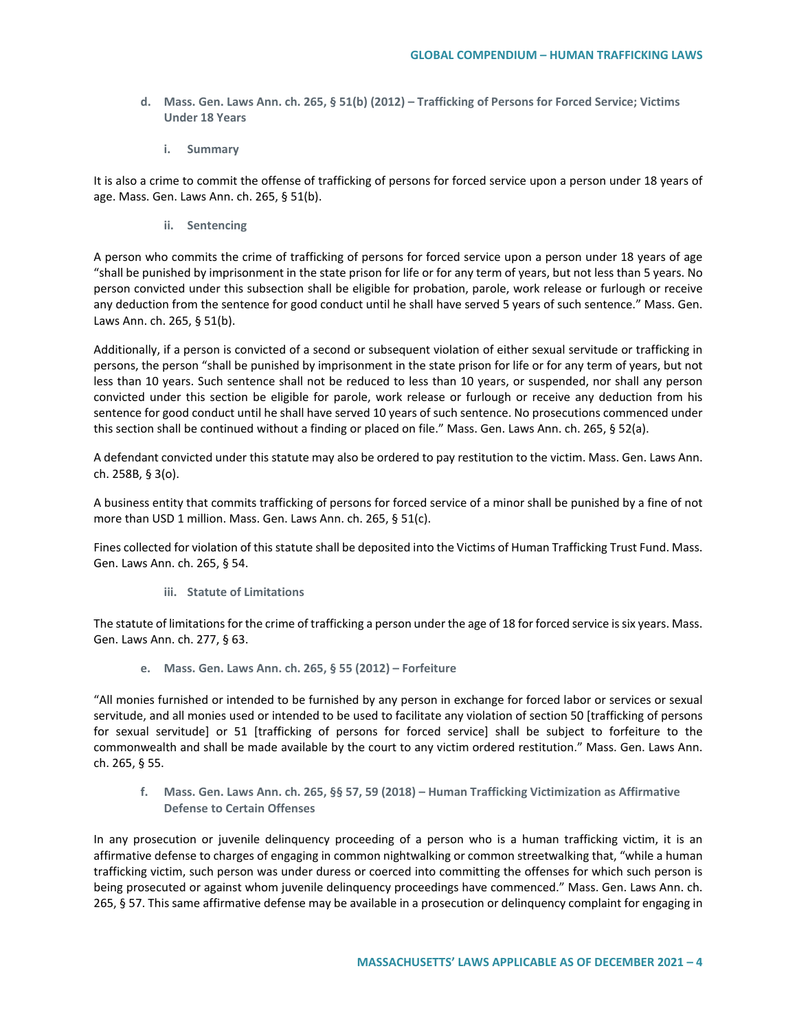#### d. Mass. Gen. Laws Ann. ch. 265, § 51(b) (2012) – Trafficking of Persons for Forced Service; Victims Under 18 Years

##### i. Summary

It is also a crime to commit the offense of trafficking of persons for forced service upon a person under 18 years of age. Mass. Gen. Laws Ann. ch. 265, § 51(b).

##### ii. Sentencing

A person who commits the crime of trafficking of persons for forced service upon a person under 18 years of age "shall be punished by imprisonment in the state prison for life or for any term of years, but not less than 5 years. No person convicted under this subsection shall be eligible for probation, parole, work release or furlough or receive any deduction from the sentence for good conduct until he shall have served 5 years of such sentence." Mass. Gen. Laws Ann. ch. 265, § 51(b).

Additionally, if a person is convicted of a second or subsequent violation of either sexual servitude or trafficking in persons, the person "shall be punished by imprisonment in the state prison for life or for any term of years, but not less than 10 years. Such sentence shall not be reduced to less than 10 years, or suspended, nor shall any person convicted under this section be eligible for parole, work release or furlough or receive any deduction from his sentence for good conduct until he shall have served 10 years of such sentence. No prosecutions commenced under this section shall be continued without a finding or placed on file." Mass. Gen. Laws Ann. ch. 265, § 52(a).

A defendant convicted under this statute may also be ordered to pay restitution to the victim. Mass. Gen. Laws Ann. ch. 258B, § 3(o).

A business entity that commits trafficking of persons for forced service of a minor shall be punished by a fine of not more than USD 1 million. Mass. Gen. Laws Ann. ch. 265, § 51(c).

Fines collected for violation of this statute shall be deposited into the Victims of Human Trafficking Trust Fund. Mass. Gen. Laws Ann. ch. 265, § 54.

##### iii. Statute of Limitations

The statute of limitations for the crime of trafficking a person under the age of 18 for forced service is six years. Mass. Gen. Laws Ann. ch. 277, § 63.

#### e. Mass. Gen. Laws Ann. ch. 265, § 55 (2012) – Forfeiture

"All monies furnished or intended to be furnished by any person in exchange for forced labor or services or sexual servitude, and all monies used or intended to be used to facilitate any violation of section 50 [trafficking of persons for sexual servitude] or 51 [trafficking of persons for forced service] shall be subject to forfeiture to the commonwealth and shall be made available by the court to any victim ordered restitution." Mass. Gen. Laws Ann. ch. 265, § 55.

#### f. Mass. Gen. Laws Ann. ch. 265, §§ 57, 59 (2018) – Human Trafficking Victimization as Affirmative Defense to Certain Offenses

In any prosecution or juvenile delinquency proceeding of a person who is a human trafficking victim, it is an affirmative defense to charges of engaging in common nightwalking or common streetwalking that, "while a human trafficking victim, such person was under duress or coerced into committing the offenses for which such person is being prosecuted or against whom juvenile delinquency proceedings have commenced." Mass. Gen. Laws Ann. ch. 265, § 57. This same affirmative defense may be available in a prosecution or delinquency complaint for engaging in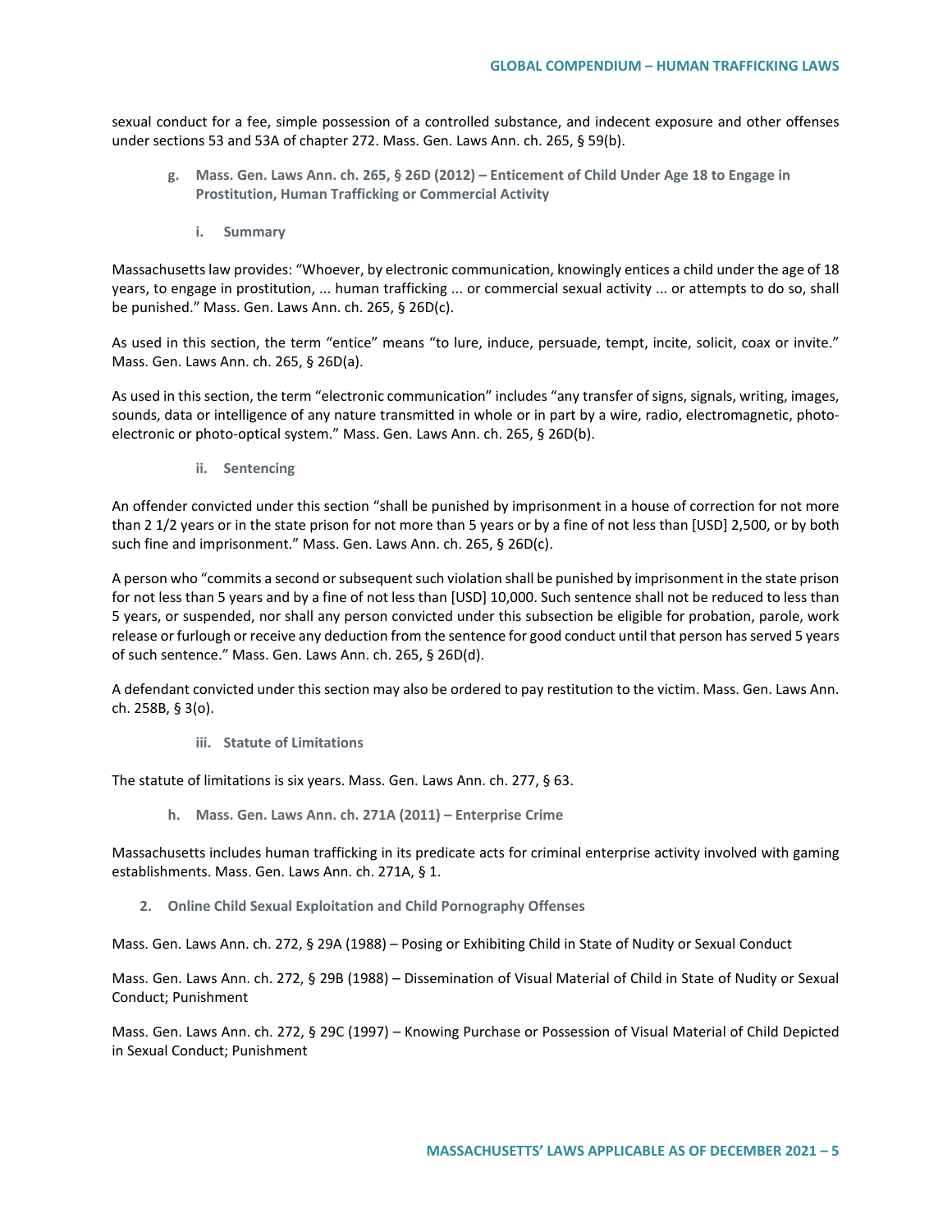sexual conduct for a fee, simple possession of a controlled substance, and indecent exposure and other offenses under sections 53 and 53A of chapter 272. Mass. Gen. Laws Ann. ch. 265, § 59(b).

### g. Mass. Gen. Laws Ann. ch. 265, § 26D (2012) – Enticement of Child Under Age 18 to Engage in Prostitution, Human Trafficking or Commercial Activity

#### i. Summary

Massachusetts law provides: "Whoever, by electronic communication, knowingly entices a child under the age of 18 years, to engage in prostitution, ... human trafficking ... or commercial sexual activity ... or attempts to do so, shall be punished." Mass. Gen. Laws Ann. ch. 265, § 26D(c).

As used in this section, the term "entice" means "to lure, induce, persuade, tempt, incite, solicit, coax or invite." Mass. Gen. Laws Ann. ch. 265, § 26D(a).

As used in this section, the term "electronic communication" includes "any transfer of signs, signals, writing, images, sounds, data or intelligence of any nature transmitted in whole or in part by a wire, radio, electromagnetic, photo-electronic or photo-optical system." Mass. Gen. Laws Ann. ch. 265, § 26D(b).

#### ii. Sentencing

An offender convicted under this section "shall be punished by imprisonment in a house of correction for not more than 2 1/2 years or in the state prison for not more than 5 years or by a fine of not less than [USD] 2,500, or by both such fine and imprisonment." Mass. Gen. Laws Ann. ch. 265, § 26D(c).

A person who "commits a second or subsequent such violation shall be punished by imprisonment in the state prison for not less than 5 years and by a fine of not less than [USD] 10,000. Such sentence shall not be reduced to less than 5 years, or suspended, nor shall any person convicted under this subsection be eligible for probation, parole, work release or furlough or receive any deduction from the sentence for good conduct until that person has served 5 years of such sentence." Mass. Gen. Laws Ann. ch. 265, § 26D(d).

A defendant convicted under this section may also be ordered to pay restitution to the victim. Mass. Gen. Laws Ann. ch. 258B, § 3(o).

#### iii. Statute of Limitations

The statute of limitations is six years. Mass. Gen. Laws Ann. ch. 277, § 63.

### h. Mass. Gen. Laws Ann. ch. 271A (2011) – Enterprise Crime

Massachusetts includes human trafficking in its predicate acts for criminal enterprise activity involved with gaming establishments. Mass. Gen. Laws Ann. ch. 271A, § 1.

## 2. Online Child Sexual Exploitation and Child Pornography Offenses

Mass. Gen. Laws Ann. ch. 272, § 29A (1988) – Posing or Exhibiting Child in State of Nudity or Sexual Conduct

Mass. Gen. Laws Ann. ch. 272, § 29B (1988) – Dissemination of Visual Material of Child in State of Nudity or Sexual Conduct; Punishment

Mass. Gen. Laws Ann. ch. 272, § 29C (1997) – Knowing Purchase or Possession of Visual Material of Child Depicted in Sexual Conduct; Punishment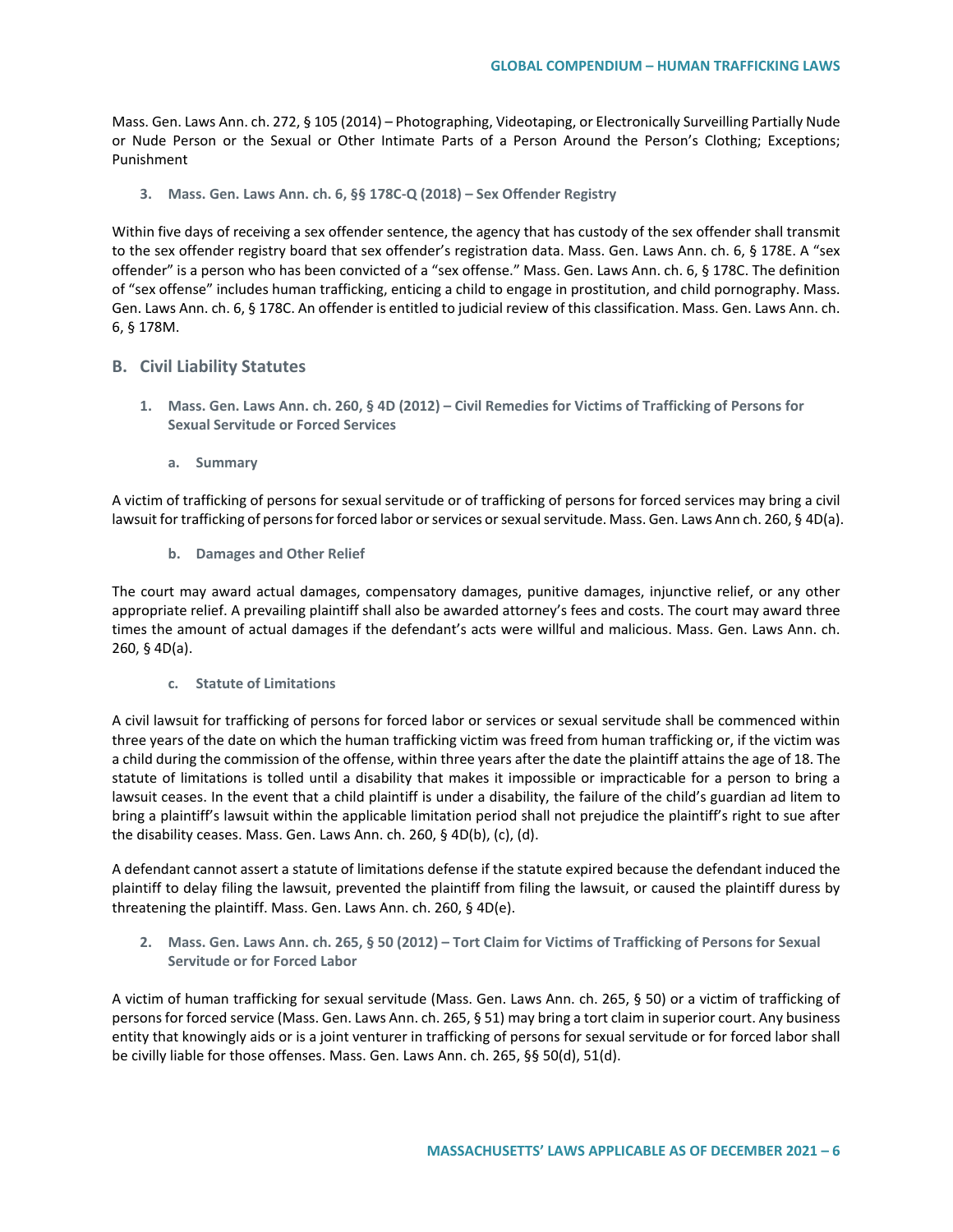Mass. Gen. Laws Ann. ch. 272, § 105 (2014) – Photographing, Videotaping, or Electronically Surveilling Partially Nude or Nude Person or the Sexual or Other Intimate Parts of a Person Around the Person's Clothing; Exceptions; Punishment

#### 3. Mass. Gen. Laws Ann. ch. 6, §§ 178C-Q (2018) – Sex Offender Registry

Within five days of receiving a sex offender sentence, the agency that has custody of the sex offender shall transmit to the sex offender registry board that sex offender's registration data. Mass. Gen. Laws Ann. ch. 6, § 178E. A "sex offender" is a person who has been convicted of a "sex offense." Mass. Gen. Laws Ann. ch. 6, § 178C. The definition of "sex offense" includes human trafficking, enticing a child to engage in prostitution, and child pornography. Mass. Gen. Laws Ann. ch. 6, § 178C. An offender is entitled to judicial review of this classification. Mass. Gen. Laws Ann. ch. 6, § 178M.

## B. Civil Liability Statutes

### 1. Mass. Gen. Laws Ann. ch. 260, § 4D (2012) – Civil Remedies for Victims of Trafficking of Persons for Sexual Servitude or Forced Services

#### a. Summary

A victim of trafficking of persons for sexual servitude or of trafficking of persons for forced services may bring a civil lawsuit for trafficking of persons for forced labor or services or sexual servitude. Mass. Gen. Laws Ann ch. 260, § 4D(a).

#### b. Damages and Other Relief

The court may award actual damages, compensatory damages, punitive damages, injunctive relief, or any other appropriate relief. A prevailing plaintiff shall also be awarded attorney's fees and costs. The court may award three times the amount of actual damages if the defendant's acts were willful and malicious. Mass. Gen. Laws Ann. ch. 260, § 4D(a).

#### c. Statute of Limitations

A civil lawsuit for trafficking of persons for forced labor or services or sexual servitude shall be commenced within three years of the date on which the human trafficking victim was freed from human trafficking or, if the victim was a child during the commission of the offense, within three years after the date the plaintiff attains the age of 18. The statute of limitations is tolled until a disability that makes it impossible or impracticable for a person to bring a lawsuit ceases. In the event that a child plaintiff is under a disability, the failure of the child's guardian ad litem to bring a plaintiff's lawsuit within the applicable limitation period shall not prejudice the plaintiff's right to sue after the disability ceases. Mass. Gen. Laws Ann. ch. 260, § 4D(b), (c), (d).

A defendant cannot assert a statute of limitations defense if the statute expired because the defendant induced the plaintiff to delay filing the lawsuit, prevented the plaintiff from filing the lawsuit, or caused the plaintiff duress by threatening the plaintiff. Mass. Gen. Laws Ann. ch. 260, § 4D(e).

### 2. Mass. Gen. Laws Ann. ch. 265, § 50 (2012) – Tort Claim for Victims of Trafficking of Persons for Sexual Servitude or for Forced Labor

A victim of human trafficking for sexual servitude (Mass. Gen. Laws Ann. ch. 265, § 50) or a victim of trafficking of persons for forced service (Mass. Gen. Laws Ann. ch. 265, § 51) may bring a tort claim in superior court. Any business entity that knowingly aids or is a joint venturer in trafficking of persons for sexual servitude or for forced labor shall be civilly liable for those offenses. Mass. Gen. Laws Ann. ch. 265, §§ 50(d), 51(d).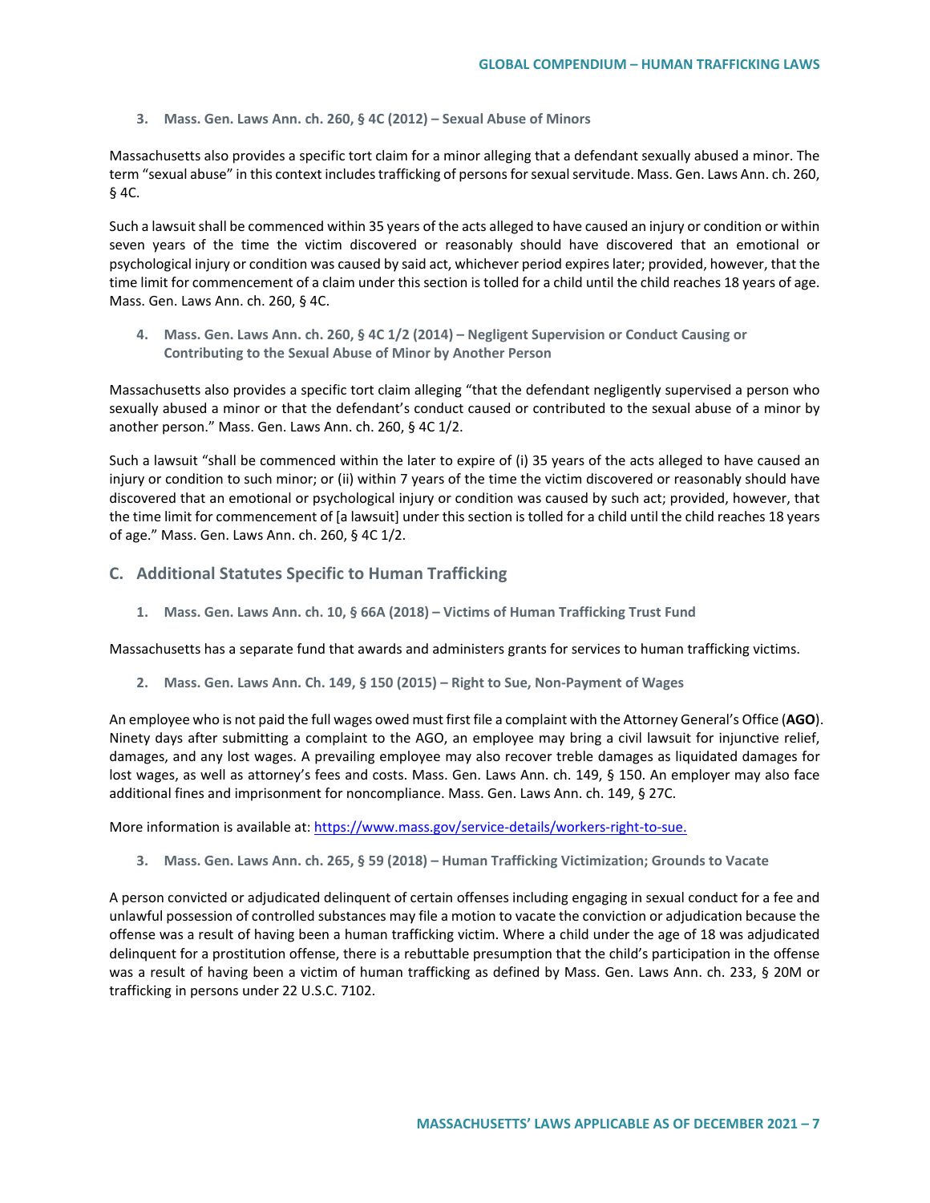### 3. Mass. Gen. Laws Ann. ch. 260, § 4C (2012) – Sexual Abuse of Minors

Massachusetts also provides a specific tort claim for a minor alleging that a defendant sexually abused a minor. The term "sexual abuse" in this context includes trafficking of persons for sexual servitude. Mass. Gen. Laws Ann. ch. 260, § 4C.

Such a lawsuit shall be commenced within 35 years of the acts alleged to have caused an injury or condition or within seven years of the time the victim discovered or reasonably should have discovered that an emotional or psychological injury or condition was caused by said act, whichever period expires later; provided, however, that the time limit for commencement of a claim under this section is tolled for a child until the child reaches 18 years of age. Mass. Gen. Laws Ann. ch. 260, § 4C.

### 4. Mass. Gen. Laws Ann. ch. 260, § 4C 1/2 (2014) – Negligent Supervision or Conduct Causing or Contributing to the Sexual Abuse of Minor by Another Person

Massachusetts also provides a specific tort claim alleging "that the defendant negligently supervised a person who sexually abused a minor or that the defendant's conduct caused or contributed to the sexual abuse of a minor by another person." Mass. Gen. Laws Ann. ch. 260, § 4C 1/2.

Such a lawsuit "shall be commenced within the later to expire of (i) 35 years of the acts alleged to have caused an injury or condition to such minor; or (ii) within 7 years of the time the victim discovered or reasonably should have discovered that an emotional or psychological injury or condition was caused by such act; provided, however, that the time limit for commencement of [a lawsuit] under this section is tolled for a child until the child reaches 18 years of age." Mass. Gen. Laws Ann. ch. 260, § 4C 1/2.

## C. Additional Statutes Specific to Human Trafficking

### 1. Mass. Gen. Laws Ann. ch. 10, § 66A (2018) – Victims of Human Trafficking Trust Fund

Massachusetts has a separate fund that awards and administers grants for services to human trafficking victims.

### 2. Mass. Gen. Laws Ann. Ch. 149, § 150 (2015) – Right to Sue, Non-Payment of Wages

An employee who is not paid the full wages owed must first file a complaint with the Attorney General's Office (**AGO**). Ninety days after submitting a complaint to the AGO, an employee may bring a civil lawsuit for injunctive relief, damages, and any lost wages. A prevailing employee may also recover treble damages as liquidated damages for lost wages, as well as attorney's fees and costs. Mass. Gen. Laws Ann. ch. 149, § 150. An employer may also face additional fines and imprisonment for noncompliance. Mass. Gen. Laws Ann. ch. 149, § 27C.

More information is available at: [https://www.mass.gov/service-details/workers-right-to-sue.](https://www.mass.gov/service-details/workers-right-to-sue)

### 3. Mass. Gen. Laws Ann. ch. 265, § 59 (2018) – Human Trafficking Victimization; Grounds to Vacate

A person convicted or adjudicated delinquent of certain offenses including engaging in sexual conduct for a fee and unlawful possession of controlled substances may file a motion to vacate the conviction or adjudication because the offense was a result of having been a human trafficking victim. Where a child under the age of 18 was adjudicated delinquent for a prostitution offense, there is a rebuttable presumption that the child's participation in the offense was a result of having been a victim of human trafficking as defined by Mass. Gen. Laws Ann. ch. 233, § 20M or trafficking in persons under 22 U.S.C. 7102.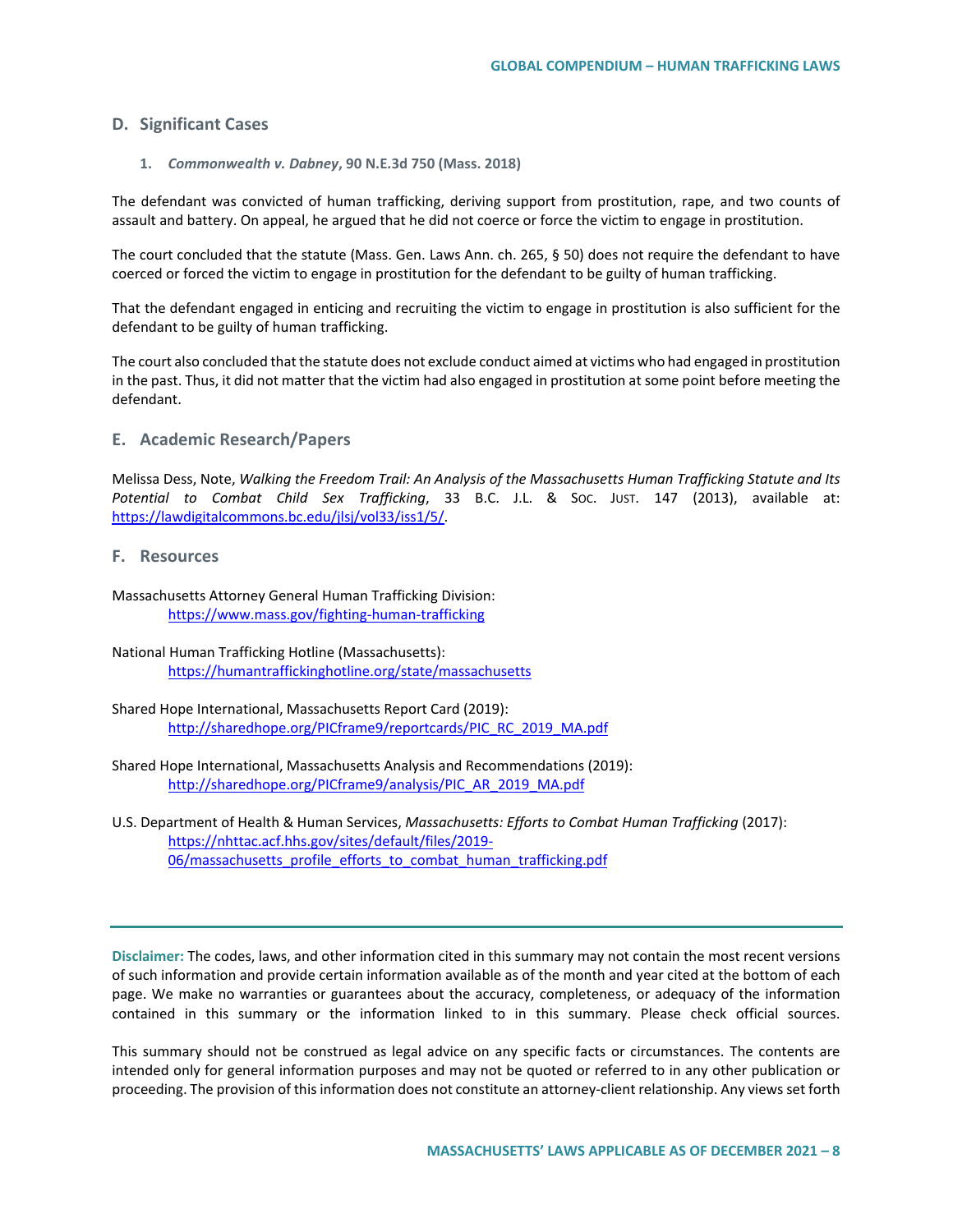## D. Significant Cases

### 1. *Commonwealth v. Dabney*, 90 N.E.3d 750 (Mass. 2018)

The defendant was convicted of human trafficking, deriving support from prostitution, rape, and two counts of assault and battery. On appeal, he argued that he did not coerce or force the victim to engage in prostitution.

The court concluded that the statute (Mass. Gen. Laws Ann. ch. 265, § 50) does not require the defendant to have coerced or forced the victim to engage in prostitution for the defendant to be guilty of human trafficking.

That the defendant engaged in enticing and recruiting the victim to engage in prostitution is also sufficient for the defendant to be guilty of human trafficking.

The court also concluded that the statute does not exclude conduct aimed at victims who had engaged in prostitution in the past. Thus, it did not matter that the victim had also engaged in prostitution at some point before meeting the defendant.

## E. Academic Research/Papers

Melissa Dess, Note, *Walking the Freedom Trail: An Analysis of the Massachusetts Human Trafficking Statute and Its Potential to Combat Child Sex Trafficking*, 33 B.C. J.L. & Soc. Just. 147 (2013), available at: https://lawdigitalcommons.bc.edu/jlsj/vol33/iss1/5/.

## F. Resources

Massachusetts Attorney General Human Trafficking Division:
https://www.mass.gov/fighting-human-trafficking

National Human Trafficking Hotline (Massachusetts):
https://humantraffickinghotline.org/state/massachusetts

Shared Hope International, Massachusetts Report Card (2019):
http://sharedhope.org/PICframe9/reportcards/PIC_RC_2019_MA.pdf

Shared Hope International, Massachusetts Analysis and Recommendations (2019):
http://sharedhope.org/PICframe9/analysis/PIC_AR_2019_MA.pdf

U.S. Department of Health & Human Services, *Massachusetts: Efforts to Combat Human Trafficking* (2017):
https://nhttac.acf.hhs.gov/sites/default/files/2019-06/massachusetts_profile_efforts_to_combat_human_trafficking.pdf

---

**Disclaimer:** The codes, laws, and other information cited in this summary may not contain the most recent versions of such information and provide certain information available as of the month and year cited at the bottom of each page. We make no warranties or guarantees about the accuracy, completeness, or adequacy of the information contained in this summary or the information linked to in this summary. Please check official sources.

This summary should not be construed as legal advice on any specific facts or circumstances. The contents are intended only for general information purposes and may not be quoted or referred to in any other publication or proceeding. The provision of this information does not constitute an attorney-client relationship. Any views set forth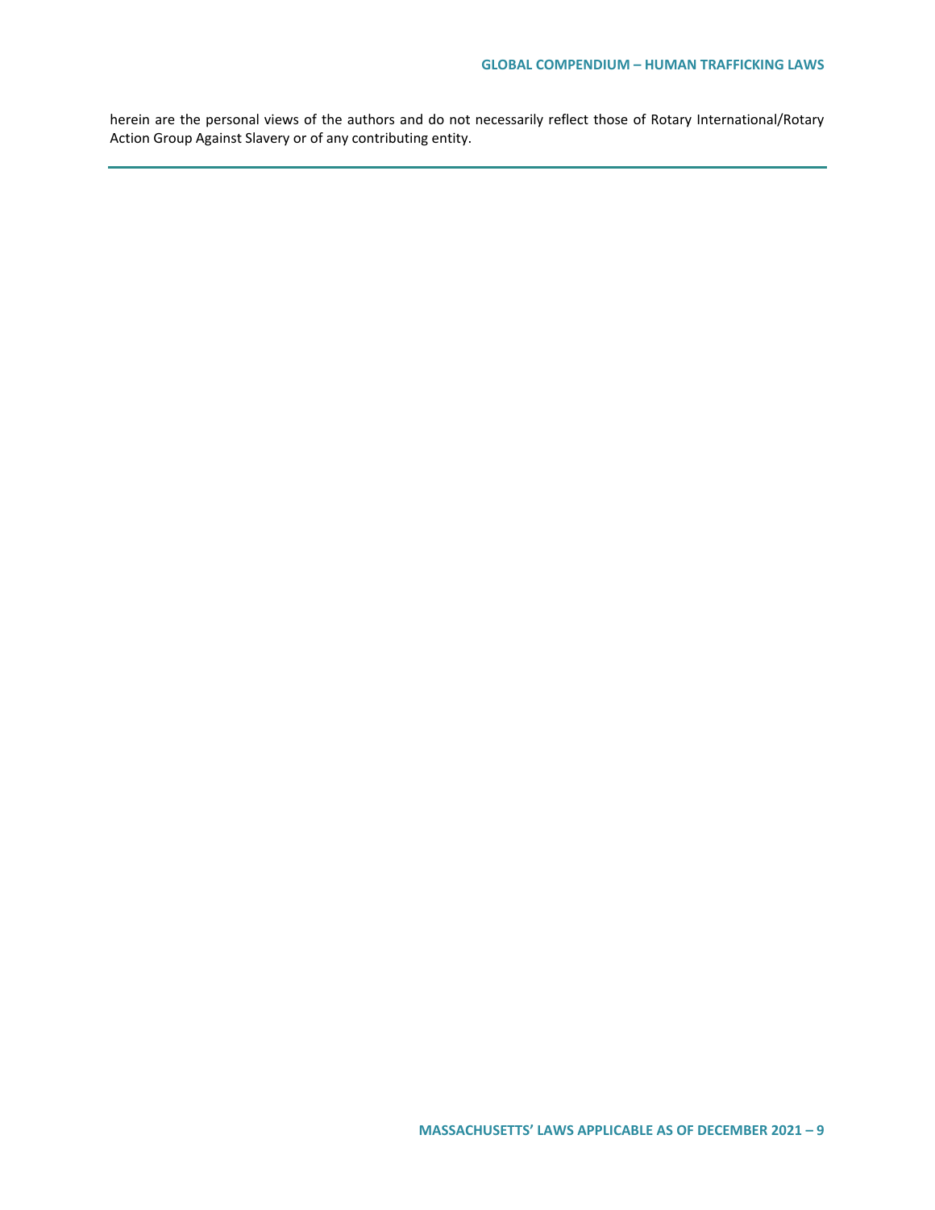herein are the personal views of the authors and do not necessarily reflect those of Rotary International/Rotary Action Group Against Slavery or of any contributing entity.

---